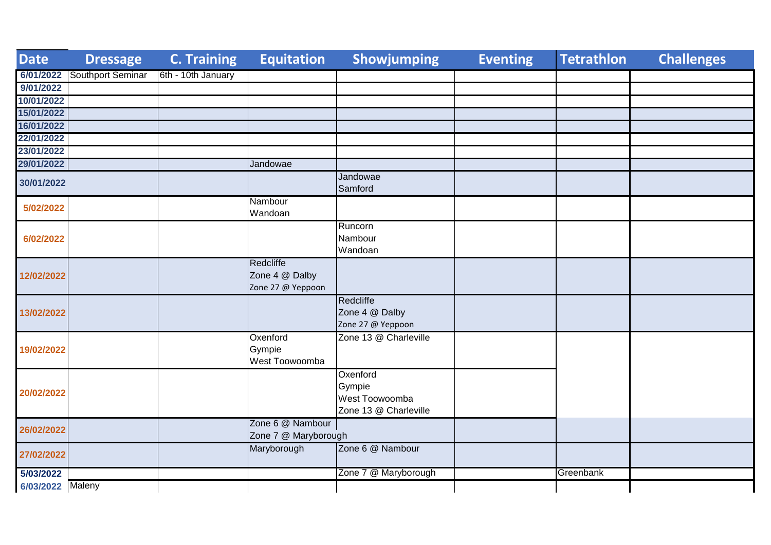| Date | Dressage | C. Training | Equitation | Showjumping | Eventing | Tetrathlon | Challenges |
|---|---|---|---|---|---|---|---|
| 6/01/2022 | Southport Seminar | 6th - 10th January | | | | | |
| 9/01/2022 | | | | | | | |
| 10/01/2022 | | | | | | | |
| 15/01/2022 | | | | | | | |
| 16/01/2022 | | | | | | | |
| 22/01/2022 | | | | | | | |
| 23/01/2022 | | | | | | | |
| 29/01/2022 | | | Jandowae | | | | |
| 30/01/2022 | | | | Jandowae<br>Samford | | | |
| 5/02/2022 | | | Nambour<br>Wandoan | | | | |
| 6/02/2022 | | | | Runcorn<br>Nambour<br>Wandoan | | | |
| 12/02/2022 | | | Redcliffe<br>Zone 4 @ Dalby<br>Zone 27 @ Yeppoon | | | | |
| 13/02/2022 | | | | Redcliffe<br>Zone 4 @ Dalby<br>Zone 27 @ Yeppoon | | | |
| 19/02/2022 | | | Oxenford<br>Gympie<br>West Toowoomba | Zone 13 @ Charleville | | | |
| 20/02/2022 | | | | Oxenford<br>Gympie<br>West Toowoomba<br>Zone 13 @ Charleville | | | |
| 26/02/2022 | | | Zone 6 @ Nambour<br>Zone 7 @ Maryborough | | | | |
| 27/02/2022 | | | Maryborough | Zone 6 @ Nambour | | | |
| 5/03/2022 | | | | Zone 7 @ Maryborough | | Greenbank | |
| 6/03/2022 | Maleny | | | | | | |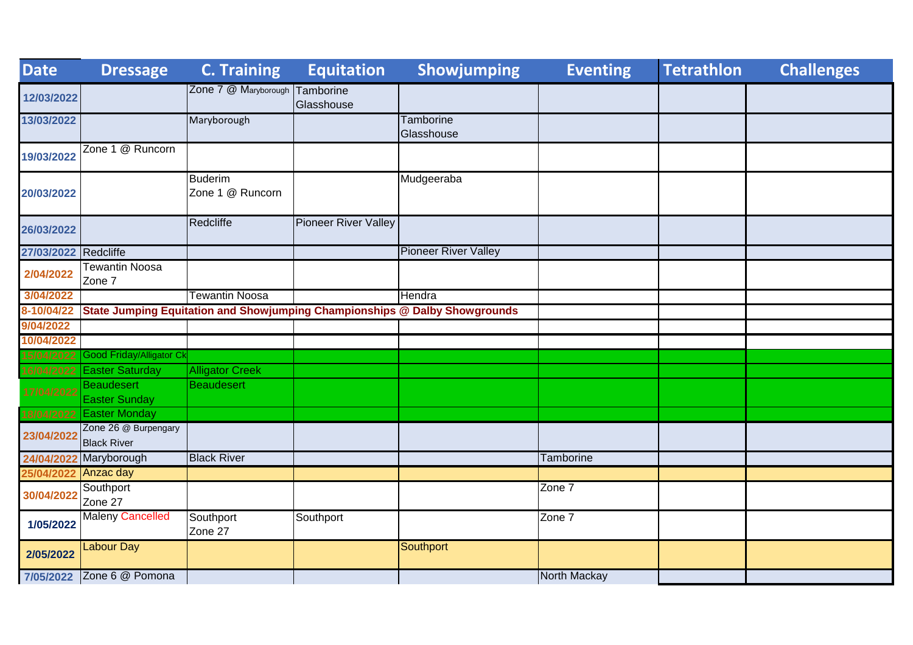| Date | Dressage | C. Training | Equitation | Showjumping | Eventing | Tetrathlon | Challenges |
|---|---|---|---|---|---|---|---|
| 12/03/2022 | | Zone 7 @ Maryborough | Tamborine Glasshouse | | | | |
| 13/03/2022 | | Maryborough | | Tamborine Glasshouse | | | |
| 19/03/2022 | Zone 1 @ Runcorn | | | | | | |
| 20/03/2022 | | Buderim Zone 1 @ Runcorn | | Mudgeeraba | | | |
| 26/03/2022 | | Redcliffe | Pioneer River Valley | | | | |
| 27/03/2022 | Redcliffe | | | Pioneer River Valley | | | |
| 2/04/2022 | Tewantin Noosa Zone 7 | | | | | | |
| 3/04/2022 | | Tewantin Noosa | | Hendra | | | |
| 8-10/04/22 | **State Jumping Equitation and Showjumping Championships @ Dalby Showgrounds** | | | | | | |
| 9/04/2022 | | | | | | | |
| 10/04/2022 | | | | | | | |
| 15/04/2022 | Good Friday/Alligator Ck | | | | | | |
| 16/04/2022 | Easter Saturday | Alligator Creek | | | | | |
| 17/04/2022 | Beaudesert Easter Sunday | Beaudesert | | | | | |
| 18/04/2022 | Easter Monday | | | | | | |
| 23/04/2022 | Zone 26 @ Burpengary Black River | | | | | | |
| 24/04/2022 | Maryborough | Black River | | | Tamborine | | |
| 25/04/2022 | Anzac day | | | | | | |
| 30/04/2022 | Southport Zone 27 | | | | Zone 7 | | |
| 1/05/2022 | Maleny Cancelled | Southport Zone 27 | Southport | | Zone 7 | | |
| 2/05/2022 | Labour Day | | | Southport | | | |
| 7/05/2022 | Zone 6 @ Pomona | | | | North Mackay | | |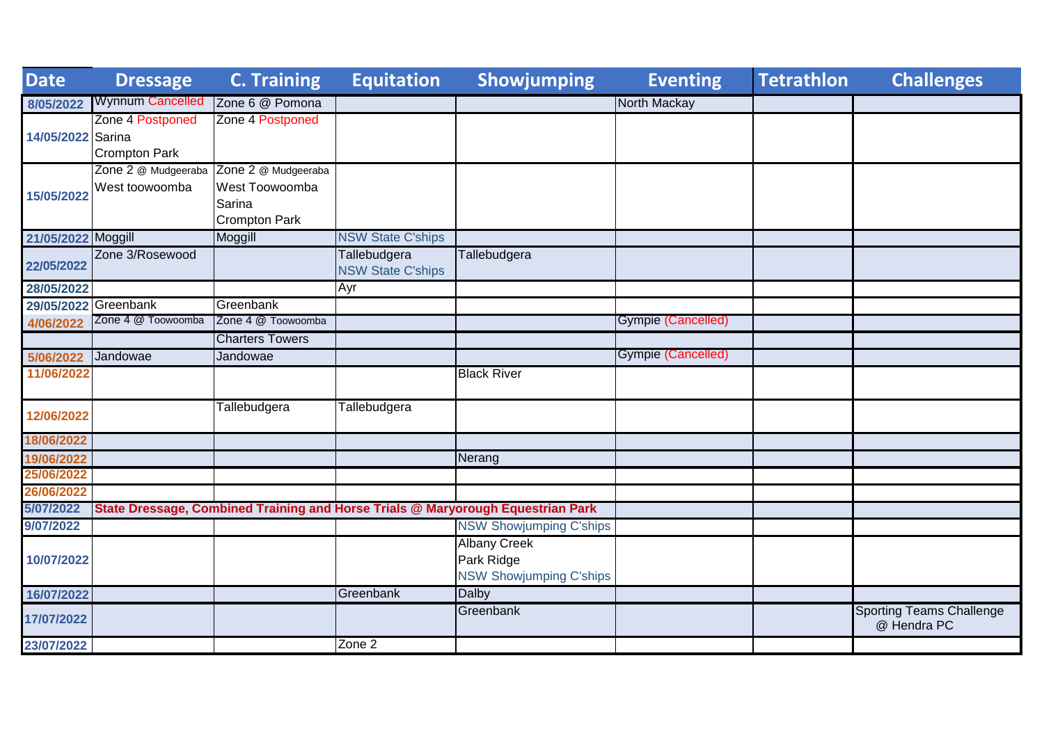| Date | Dressage | C. Training | Equitation | Showjumping | Eventing | Tetrathlon | Challenges |
|---|---|---|---|---|---|---|---|
| 8/05/2022 | Wynnum Cancelled | Zone 6 @ Pomona | | | North Mackay | | |
| 14/05/2022 | Zone 4 Postponed<br>Sarina<br>Crompton Park | Zone 4 Postponed | | | | | |
| 15/05/2022 | Zone 2 @ Mudgeeraba<br>West toowoomba | Zone 2 @ Mudgeeraba<br>West Toowoomba<br>Sarina<br>Crompton Park | | | | | |
| 21/05/2022 | Moggill | Moggill | NSW State C'ships | | | | |
| 22/05/2022 | Zone 3/Rosewood | | Tallebudgera<br>NSW State C'ships | Tallebudgera | | | |
| 28/05/2022 | | | Ayr | | | | |
| 29/05/2022 | Greenbank | Greenbank | | | | | |
| 4/06/2022 | Zone 4 @ Toowoomba | Zone 4 @ Toowoomba | | | Gympie (Cancelled) | | |
| | | Charters Towers | | | | | |
| 5/06/2022 | Jandowae | Jandowae | | | Gympie (Cancelled) | | |
| 11/06/2022 | | | | Black River | | | |
| 12/06/2022 | | Tallebudgera | Tallebudgera | | | | |
| 18/06/2022 | | | | | | | |
| 19/06/2022 | | | | Nerang | | | |
| 25/06/2022 | | | | | | | |
| 26/06/2022 | | | | | | | |
| 5/07/2022 | **State Dressage, Combined Training and Horse Trials @ Maryorough Equestrian Park** | | | | | | |
| 9/07/2022 | | | | NSW Showjumping C'ships | | | |
| 10/07/2022 | | | | Albany Creek<br>Park Ridge<br>NSW Showjumping C'ships | | | |
| 16/07/2022 | | | Greenbank | Dalby | | | |
| 17/07/2022 | | | | Greenbank | | | Sporting Teams Challenge @ Hendra PC |
| 23/07/2022 | | | Zone 2 | | | | |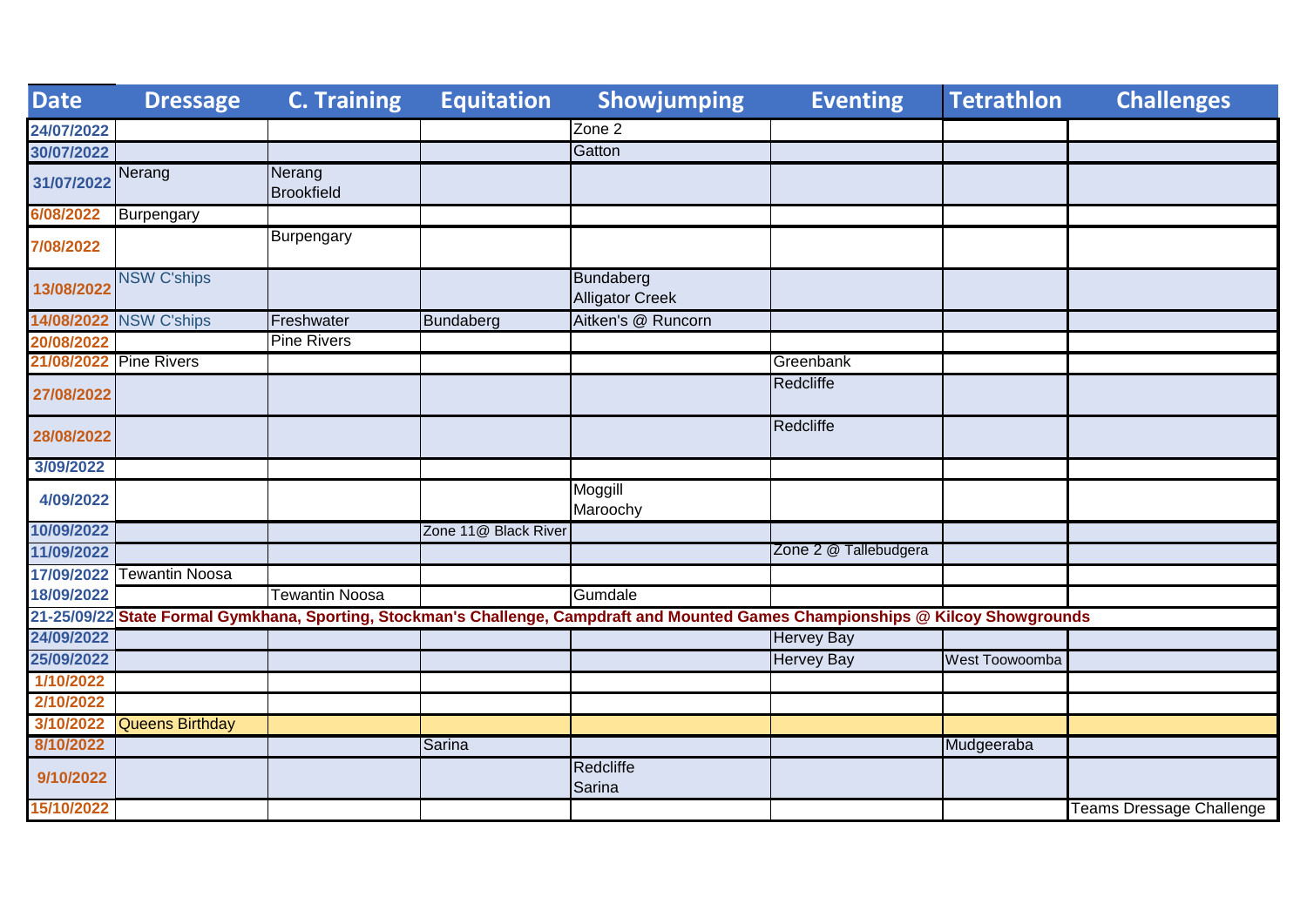| Date | Dressage | C. Training | Equitation | Showjumping | Eventing | Tetrathlon | Challenges |
|---|---|---|---|---|---|---|---|
| 24/07/2022 | | | | Zone 2 | | | |
| 30/07/2022 | | | | Gatton | | | |
| 31/07/2022 | Nerang | Nerang Brookfield | | | | | |
| 6/08/2022 | Burpengary | | | | | | |
| 7/08/2022 | | Burpengary | | | | | |
| 13/08/2022 | NSW C'ships | | | Bundaberg Alligator Creek | | | |
| 14/08/2022 | NSW C'ships | Freshwater | Bundaberg | Aitken's @ Runcorn | | | |
| 20/08/2022 | | Pine Rivers | | | | | |
| 21/08/2022 | Pine Rivers | | | | Greenbank | | |
| 27/08/2022 | | | | | Redcliffe | | |
| 28/08/2022 | | | | | Redcliffe | | |
| 3/09/2022 | | | | | | | |
| 4/09/2022 | | | | Moggill Maroochy | | | |
| 10/09/2022 | | | Zone 11@ Black River | | | | |
| 11/09/2022 | | | | | Zone 2 @ Tallebudgera | | |
| 17/09/2022 | Tewantin Noosa | | | | | | |
| 18/09/2022 | | Tewantin Noosa | | Gumdale | | | |
| 21-25/09/22 | **State Formal Gymkhana, Sporting, Stockman's Challenge, Campdraft and Mounted Games Championships @ Kilcoy Showgrounds** | | | | | | |
| 24/09/2022 | | | | | Hervey Bay | | |
| 25/09/2022 | | | | | Hervey Bay | West Toowoomba | |
| 1/10/2022 | | | | | | | |
| 2/10/2022 | | | | | | | |
| 3/10/2022 | Queens Birthday | | | | | | |
| 8/10/2022 | | | Sarina | | | Mudgeeraba | |
| 9/10/2022 | | | | Redcliffe Sarina | | | |
| 15/10/2022 | | | | | | | Teams Dressage Challenge |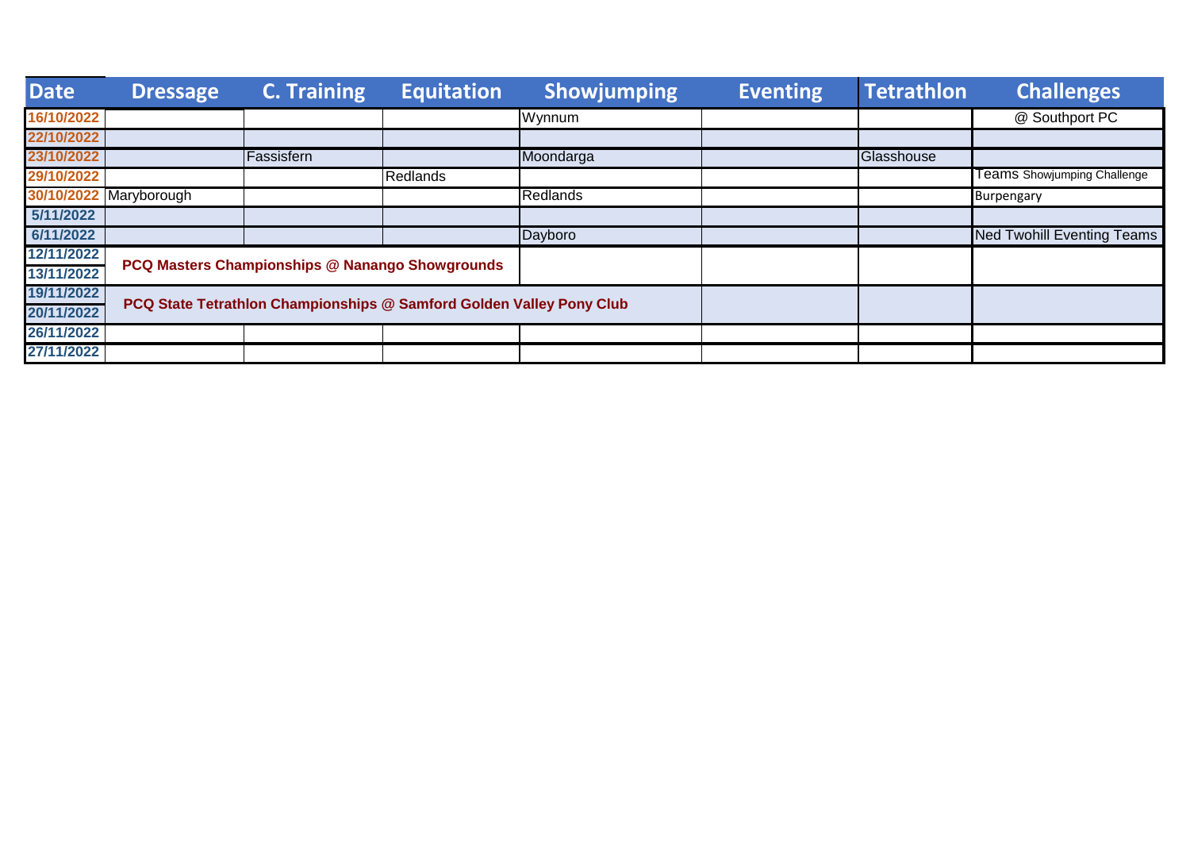| Date | Dressage | C. Training | Equitation | Showjumping | Eventing | Tetrathlon | Challenges |
|---|---|---|---|---|---|---|---|
| 16/10/2022 | | | | Wynnum | | | @ Southport PC |
| 22/10/2022 | | | | | | | |
| 23/10/2022 | | Fassisfern | | Moondarga | | Glasshouse | |
| 29/10/2022 | | | Redlands | | | | Teams Showjumping Challenge |
| 30/10/2022 | Maryborough | | | Redlands | | | Burpengary |
| 5/11/2022 | | | | | | | |
| 6/11/2022 | | | | Dayboro | | | Ned Twohill Eventing Teams |
| 12/11/2022 | **PCQ Masters Championships @ Nanango Showgrounds** | | | | | | |
| 13/11/2022 | | | | | | | |
| 19/11/2022 | **PCQ State Tetrathlon Championships @ Samford Golden Valley Pony Club** | | | | | | |
| 20/11/2022 | | | | | | | |
| 26/11/2022 | | | | | | | |
| 27/11/2022 | | | | | | | |